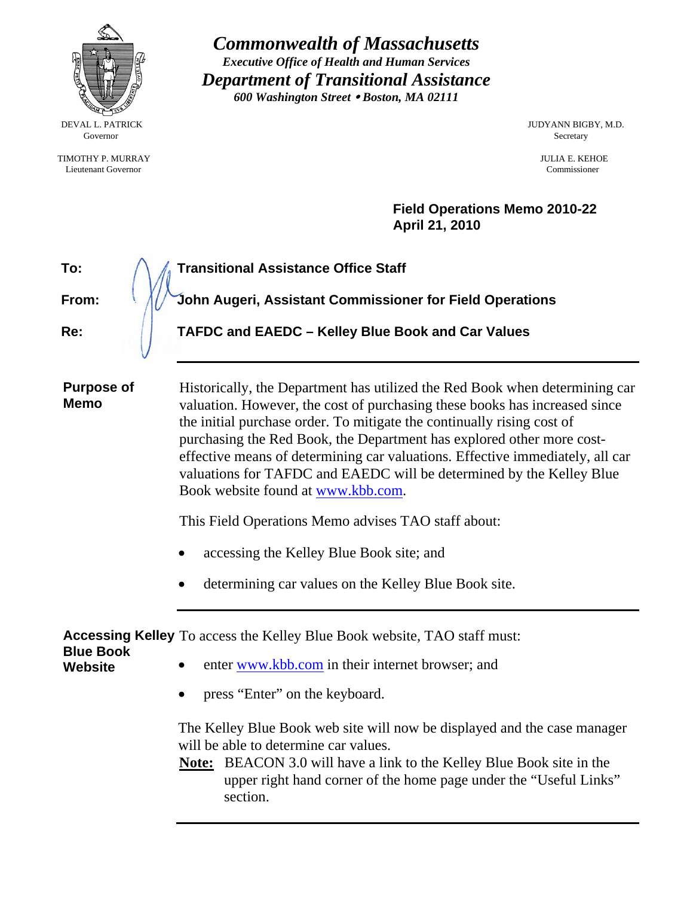# Commonwealth of Massachusetts

***Executive Office of Health and Human Services***

## *Department of Transitional Assistance*

***600 Washington Street • Boston, MA 02111***

DEVAL L. PATRICK
Governor

TIMOTHY P. MURRAY
Lieutenant Governor

JUDYANN BIGBY, M.D.
Secretary

JULIA E. KEHOE
Commissioner

**Field Operations Memo 2010-22**
**April 21, 2010**

**To:** **Transitional Assistance Office Staff**

**From:** **John Augeri, Assistant Commissioner for Field Operations**

**Re:** **TAFDC and EAEDC – Kelley Blue Book and Car Values**

---

**Purpose of Memo**

Historically, the Department has utilized the Red Book when determining car valuation. However, the cost of purchasing these books has increased since the initial purchase order. To mitigate the continually rising cost of purchasing the Red Book, the Department has explored other more cost-effective means of determining car valuations. Effective immediately, all car valuations for TAFDC and EAEDC will be determined by the Kelley Blue Book website found at www.kbb.com.

This Field Operations Memo advises TAO staff about:

- accessing the Kelley Blue Book site; and
- determining car values on the Kelley Blue Book site.

---

**Accessing Kelley Blue Book Website**

To access the Kelley Blue Book website, TAO staff must:

- enter www.kbb.com in their internet browser; and
- press "Enter" on the keyboard.

The Kelley Blue Book web site will now be displayed and the case manager will be able to determine car values.

**Note:** BEACON 3.0 will have a link to the Kelley Blue Book site in the upper right hand corner of the home page under the "Useful Links" section.

---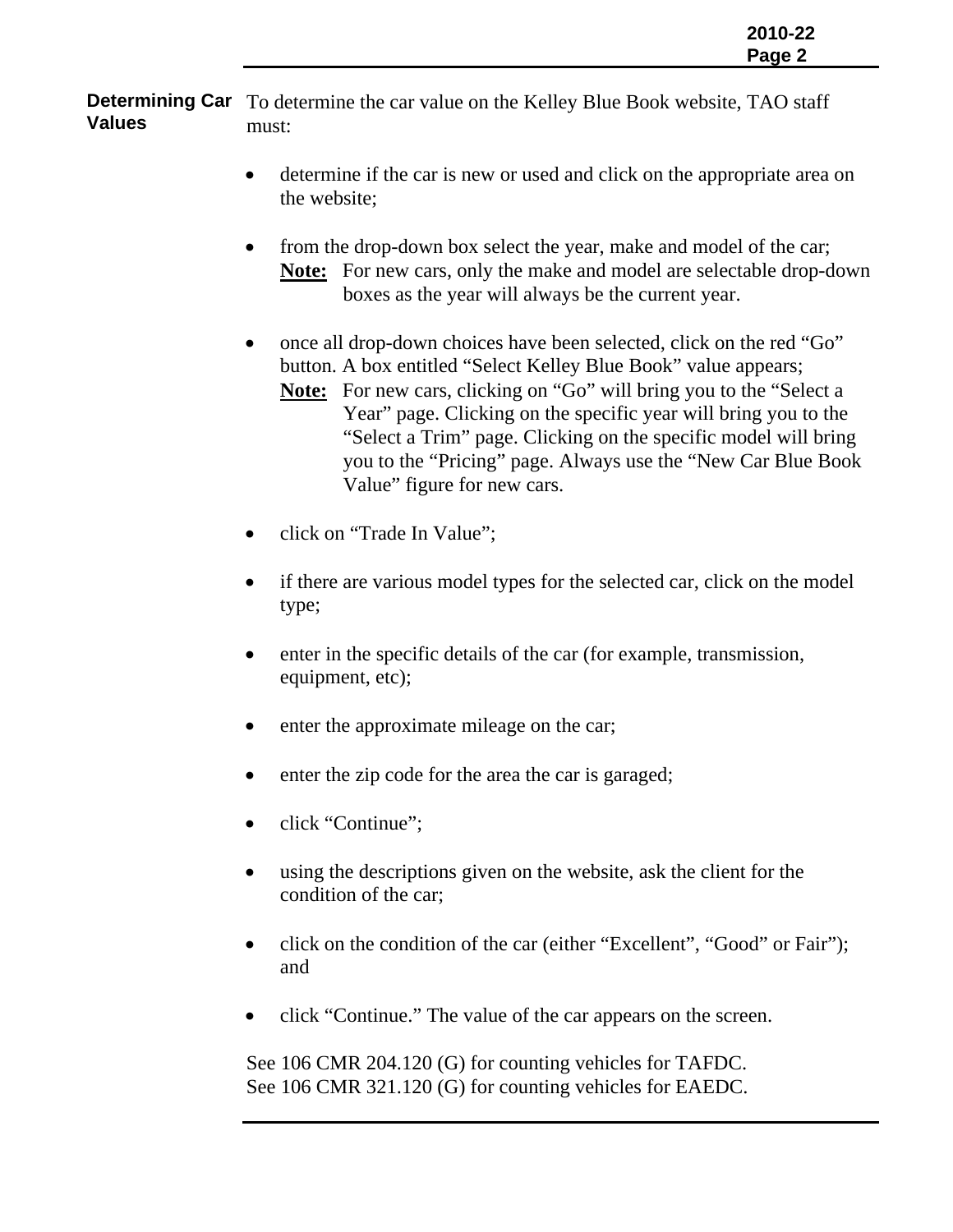## Determining Car Values

To determine the car value on the Kelley Blue Book website, TAO staff must:

- determine if the car is new or used and click on the appropriate area on the website;

- from the drop-down box select the year, make and model of the car;
  **Note:** For new cars, only the make and model are selectable drop-down boxes as the year will always be the current year.

- once all drop-down choices have been selected, click on the red "Go" button. A box entitled "Select Kelley Blue Book" value appears;
  **Note:** For new cars, clicking on "Go" will bring you to the "Select a Year" page. Clicking on the specific year will bring you to the "Select a Trim" page. Clicking on the specific model will bring you to the "Pricing" page. Always use the "New Car Blue Book Value" figure for new cars.

- click on "Trade In Value";

- if there are various model types for the selected car, click on the model type;

- enter in the specific details of the car (for example, transmission, equipment, etc);

- enter the approximate mileage on the car;

- enter the zip code for the area the car is garaged;

- click "Continue";

- using the descriptions given on the website, ask the client for the condition of the car;

- click on the condition of the car (either "Excellent", "Good" or Fair"); and

- click "Continue." The value of the car appears on the screen.

See 106 CMR 204.120 (G) for counting vehicles for TAFDC.
See 106 CMR 321.120 (G) for counting vehicles for EAEDC.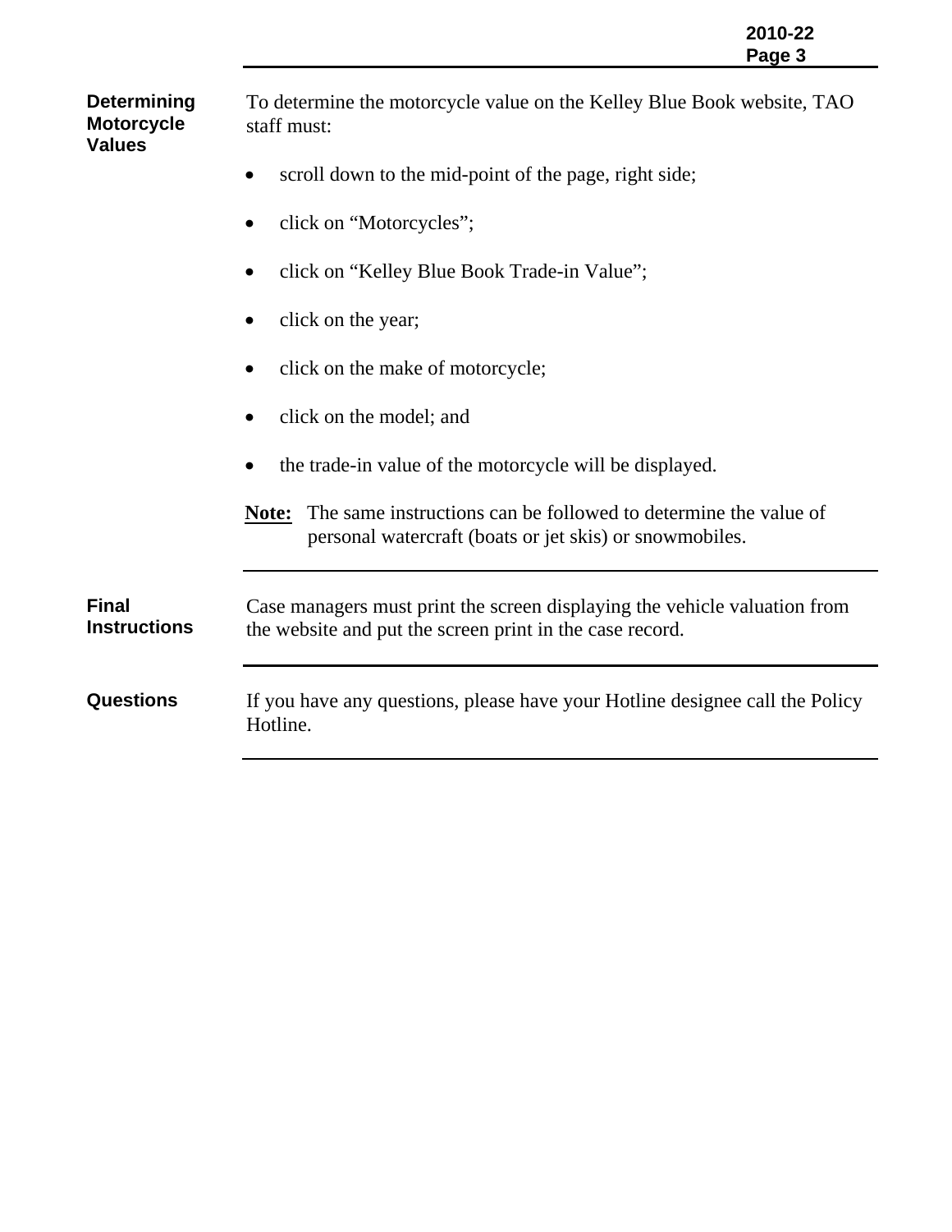## Determining Motorcycle Values

To determine the motorcycle value on the Kelley Blue Book website, TAO staff must:

- scroll down to the mid-point of the page, right side;
- click on "Motorcycles";
- click on "Kelley Blue Book Trade-in Value";
- click on the year;
- click on the make of motorcycle;
- click on the model; and
- the trade-in value of the motorcycle will be displayed.

**Note:** The same instructions can be followed to determine the value of personal watercraft (boats or jet skis) or snowmobiles.

## Final Instructions

Case managers must print the screen displaying the vehicle valuation from the website and put the screen print in the case record.

## Questions

If you have any questions, please have your Hotline designee call the Policy Hotline.